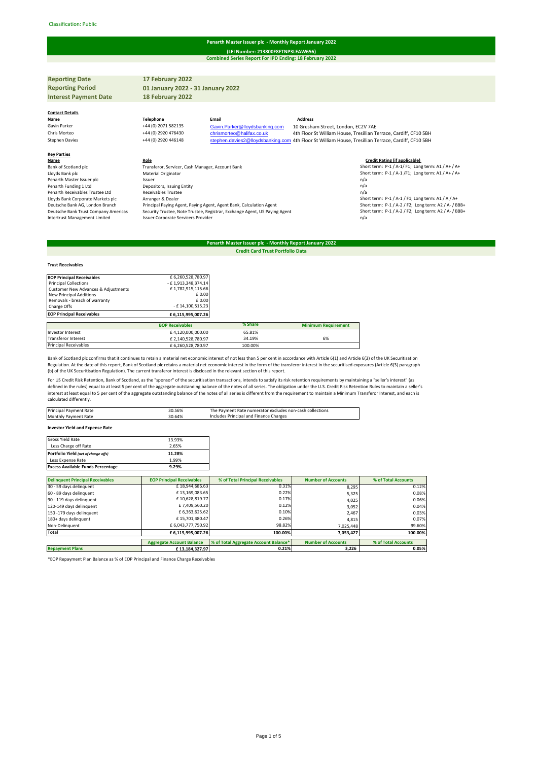Classification: Public

# Penarth Master Issuer plc - Monthly Report January 2022

**(LEI Number: 213800F8FTNP3LEAW656)**

**Combined Series Report For IPD Ending: 18 February 2022**

| | |
|---|---|
| **Reporting Date** | **17 February 2022** |
| **Reporting Period** | **01 January 2022 - 31 January 2022** |
| **Interest Payment Date** | **18 February 2022** |

**Contact Details**

| Name | Telephone | Email | Address |
|---|---|---|---|
| Gavin Parker | +44 (0) 2071 582135 | Gavin.Parker@lloydsbanking.com | 10 Gresham Street, London, EC2V 7AE |
| Chris Morteo | +44 (0) 2920 476430 | chrismorteo@halifax.co.uk | 4th Floor St William House, Tresillian Terrace, Cardiff, CF10 5BH |
| Stephen Davies | +44 (0) 2920 446148 | stephen.davies2@lloydsbanking.com | 4th Floor St William House, Tresillian Terrace, Cardiff, CF10 5BH |

**Key Parties**

| Name | Role | Credit Rating (if applicable) |
|---|---|---|
| Bank of Scotland plc | Transferor, Servicer, Cash Manager, Account Bank | Short term: P-1 / A-1/ F1; Long term: A1 / A+ / A+ |
| Lloyds Bank plc | Material Originator | Short term: P-1 / A-1 /F1; Long term: A1 / A+ / A+ |
| Penarth Master Issuer plc | Issuer | n/a |
| Penarth Funding 1 Ltd | Depositors, Issuing Entity | n/a |
| Penarth Receivables Trustee Ltd | Receivables Trustee | n/a |
| Lloyds Bank Corporate Markets plc | Arranger & Dealer | Short term: P-1 / A-1 / F1; Long term: A1 / A / A+ |
| Deutsche Bank AG, London Branch | Principal Paying Agent, Paying Agent, Agent Bank, Calculation Agent | Short term: P-1 / A-2 / F2; Long term: A2 / A- / BBB+ |
| Deutsche Bank Trust Company Americas | Security Trustee, Note Trustee, Registrar, Exchange Agent, US Paying Agent | Short term: P-1 / A-2 / F2; Long term: A2 / A- / BBB+ |
| Intertrust Management Limited | Issuer Corporate Servicers Provider | n/a |

# Penarth Master Issuer plc - Monthly Report January 2022

**Credit Card Trust Portfolio Data**

**Trust Receivables**

| | |
|---|---|
| **BOP Principal Receivables** | £ 6,260,528,780.97 |
| Principal Collections | - £ 1,913,348,374.14 |
| Customer New Advances & Adjustments | £ 1,782,915,115.66 |
| New Principal Additions | £ 0.00 |
| Removals - breach of warranty | £ 0.00 |
| Charge Offs | - £ 14,100,515.23 |
| **EOP Principal Receivables** | **£ 6,115,995,007.26** |

| | BOP Receivables | % Share | Minimum Requirement |
|---|---|---|---|
| Investor Interest | £ 4,120,000,000.00 | 65.81% | |
| Transferor Interest | £ 2,140,528,780.97 | 34.19% | 6% |
| Principal Receivables | £ 6,260,528,780.97 | 100.00% | |

Bank of Scotland plc confirms that it continues to retain a material net economic interest of not less than 5 per cent in accordance with Article 6(1) and Article 6(3) of the UK Securitisation Regulation. At the date of this report, Bank of Scotland plc retains a material net economic interest in the form of the transferor interest in the securitised exposures (Article 6(3) paragraph (b) of the UK Securitisation Regulation). The current transferor interest is disclosed in the relevant section of this report.

For US Credit Risk Retention, Bank of Scotland, as the "sponsor" of the securitisation transactions, intends to satisfy its risk retention requirements by maintaining a "seller's interest" (as defined in the rules) equal to at least 5 per cent of the aggregate outstanding balance of the notes of all series. The obligation under the U.S. Credit Risk Retention Rules to maintain a seller's interest at least equal to 5 per cent of the aggregate outstanding balance of the notes of all series is different from the requirement to maintain a Minimum Transferor Interest, and each is calculated differently.

| | | |
|---|---|---|
| Principal Payment Rate | 30.56% | The Payment Rate numerator excludes non-cash collections |
| Monthly Payment Rate | 30.64% | Includes Principal and Finance Charges |

**Investor Yield and Expense Rate**

| | |
|---|---|
| Gross Yield Rate | 13.93% |
| Less Charge off Rate | 2.65% |
| **Portfolio Yield** *(net of charge offs)* | **11.28%** |
| Less Expense Rate | 1.99% |
| **Excess Available Funds Percentage** | **9.29%** |

| Delinquent Principal Receivables | EOP Principal Receivables | % of Total Principal Receivables | Number of Accounts | % of Total Accounts |
|---|---|---|---|---|
| 30 - 59 days delinquent | £ 18,944,686.63 | 0.31% | 8,295 | 0.12% |
| 60 - 89 days delinquent | £ 13,169,083.65 | 0.22% | 5,325 | 0.08% |
| 90 - 119 days delinquent | £ 10,628,819.77 | 0.17% | 4,025 | 0.06% |
| 120-149 days delinquent | £ 7,409,560.20 | 0.12% | 3,052 | 0.04% |
| 150 -179 days delinquent | £ 6,363,625.62 | 0.10% | 2,467 | 0.03% |
| 180+ days delinquent | £ 15,701,480.47 | 0.26% | 4,815 | 0.07% |
| Non-Delinquent | £ 6,043,777,750.92 | 98.82% | 7,025,448 | 99.60% |
| **Total** | **£ 6,115,995,007.26** | **100.00%** | **7,053,427** | **100.00%** |

| | Aggregate Account Balance | % of Total Aggregate Account Balance* | Number of Accounts | % of Total Accounts |
|---|---|---|---|---|
| **Repayment Plans** | **£ 13,184,327.97** | **0.21%** | **3,226** | **0.05%** |

*EOP Repayment Plan Balance as % of EOP Principal and Finance Charge Receivables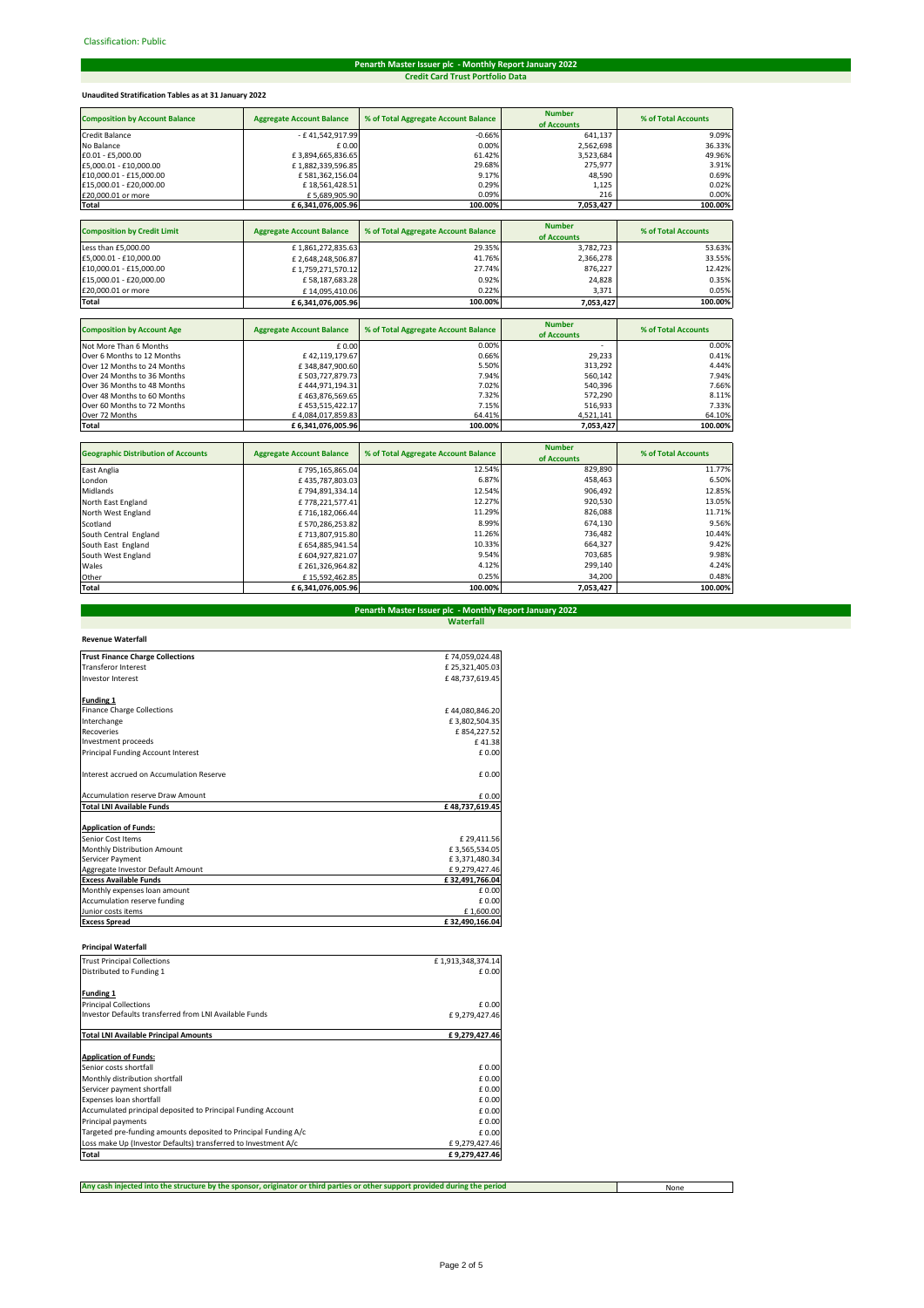Classification: Public

## Penarth Master Issuer plc - Monthly Report January 2022

### Credit Card Trust Portfolio Data

**Unaudited Stratification Tables as at 31 January 2022**

| Composition by Account Balance | Aggregate Account Balance | % of Total Aggregate Account Balance | Number of Accounts | % of Total Accounts |
|---|---|---|---|---|
| Credit Balance | - £ 41,542,917.99 | -0.66% | 641,137 | 9.09% |
| No Balance | £ 0.00 | 0.00% | 2,562,698 | 36.33% |
| £0.01 - £5,000.00 | £ 3,894,665,836.65 | 61.42% | 3,523,684 | 49.96% |
| £5,000.01 - £10,000.00 | £ 1,882,339,596.85 | 29.68% | 275,977 | 3.91% |
| £10,000.01 - £15,000.00 | £ 581,362,156.04 | 9.17% | 48,590 | 0.69% |
| £15,000.01 - £20,000.00 | £ 18,561,428.51 | 0.29% | 1,125 | 0.02% |
| £20,000.01 or more | £ 5,689,905.90 | 0.09% | 216 | 0.00% |
| **Total** | **£ 6,341,076,005.96** | **100.00%** | **7,053,427** | **100.00%** |

| Composition by Credit Limit | Aggregate Account Balance | % of Total Aggregate Account Balance | Number of Accounts | % of Total Accounts |
|---|---|---|---|---|
| Less than £5,000.00 | £ 1,861,272,835.63 | 29.35% | 3,782,723 | 53.63% |
| £5,000.01 - £10,000.00 | £ 2,648,248,506.87 | 41.76% | 2,366,278 | 33.55% |
| £10,000.01 - £15,000.00 | £ 1,759,271,570.12 | 27.74% | 876,227 | 12.42% |
| £15,000.01 - £20,000.00 | £ 58,187,683.28 | 0.92% | 24,828 | 0.35% |
| £20,000.01 or more | £ 14,095,410.06 | 0.22% | 3,371 | 0.05% |
| **Total** | **£ 6,341,076,005.96** | **100.00%** | **7,053,427** | **100.00%** |

| Composition by Account Age | Aggregate Account Balance | % of Total Aggregate Account Balance | Number of Accounts | % of Total Accounts |
|---|---|---|---|---|
| Not More Than 6 Months | £ 0.00 | 0.00% | - | 0.00% |
| Over 6 Months to 12 Months | £ 42,119,179.67 | 0.66% | 29,233 | 0.41% |
| Over 12 Months to 24 Months | £ 348,847,900.60 | 5.50% | 313,292 | 4.44% |
| Over 24 Months to 36 Months | £ 503,727,879.73 | 7.94% | 560,142 | 7.94% |
| Over 36 Months to 48 Months | £ 444,971,194.31 | 7.02% | 540,396 | 7.66% |
| Over 48 Months to 60 Months | £ 463,876,569.65 | 7.32% | 572,290 | 8.11% |
| Over 60 Months to 72 Months | £ 453,515,422.17 | 7.15% | 516,933 | 7.33% |
| Over 72 Months | £ 4,084,017,859.83 | 64.41% | 4,521,141 | 64.10% |
| **Total** | **£ 6,341,076,005.96** | **100.00%** | **7,053,427** | **100.00%** |

| Geographic Distribution of Accounts | Aggregate Account Balance | % of Total Aggregate Account Balance | Number of Accounts | % of Total Accounts |
|---|---|---|---|---|
| East Anglia | £ 795,165,865.04 | 12.54% | 829,890 | 11.77% |
| London | £ 435,787,803.03 | 6.87% | 458,463 | 6.50% |
| Midlands | £ 794,891,334.14 | 12.54% | 906,492 | 12.85% |
| North East England | £ 778,221,577.41 | 12.27% | 920,530 | 13.05% |
| North West England | £ 716,182,066.44 | 11.29% | 826,088 | 11.71% |
| Scotland | £ 570,286,253.82 | 8.99% | 674,130 | 9.56% |
| South Central England | £ 713,807,915.80 | 11.26% | 736,482 | 10.44% |
| South East England | £ 654,885,941.54 | 10.33% | 664,327 | 9.42% |
| South West England | £ 604,927,821.07 | 9.54% | 703,685 | 9.98% |
| Wales | £ 261,326,964.82 | 4.12% | 299,140 | 4.24% |
| Other | £ 15,592,462.85 | 0.25% | 34,200 | 0.48% |
| **Total** | **£ 6,341,076,005.96** | **100.00%** | **7,053,427** | **100.00%** |

## Penarth Master Issuer plc - Monthly Report January 2022

### Waterfall

**Revenue Waterfall**

| | |
|---|---|
| **Trust Finance Charge Collections** | £ 74,059,024.48 |
| Transferor Interest | £ 25,321,405.03 |
| Investor Interest | £ 48,737,619.45 |
| | |
| **Funding 1** | |
| Finance Charge Collections | £ 44,080,846.20 |
| Interchange | £ 3,802,504.35 |
| Recoveries | £ 854,227.52 |
| Investment proceeds | £ 41.38 |
| Principal Funding Account Interest | £ 0.00 |
| | |
| Interest accrued on Accumulation Reserve | £ 0.00 |
| | |
| Accumulation reserve Draw Amount | £ 0.00 |
| **Total LNI Available Funds** | **£ 48,737,619.45** |
| | |
| **Application of Funds:** | |
| Senior Cost Items | £ 29,411.56 |
| Monthly Distribution Amount | £ 3,565,534.05 |
| Servicer Payment | £ 3,371,480.34 |
| Aggregate Investor Default Amount | £ 9,279,427.46 |
| **Excess Available Funds** | **£ 32,491,766.04** |
| Monthly expenses loan amount | £ 0.00 |
| Accumulation reserve funding | £ 0.00 |
| Junior costs items | £ 1,600.00 |
| **Excess Spread** | **£ 32,490,166.04** |

**Principal Waterfall**

| | |
|---|---|
| Trust Principal Collections | £ 1,913,348,374.14 |
| Distributed to Funding 1 | £ 0.00 |
| | |
| **Funding 1** | |
| Principal Collections | £ 0.00 |
| Investor Defaults transferred from LNI Available Funds | £ 9,279,427.46 |
| | |
| **Total LNI Available Principal Amounts** | **£ 9,279,427.46** |
| | |
| **Application of Funds:** | |
| Senior costs shortfall | £ 0.00 |
| Monthly distribution shortfall | £ 0.00 |
| Servicer payment shortfall | £ 0.00 |
| Expenses loan shortfall | £ 0.00 |
| Accumulated principal deposited to Principal Funding Account | £ 0.00 |
| Principal payments | £ 0.00 |
| Targeted pre-funding amounts deposited to Principal Funding A/c | £ 0.00 |
| Loss make Up (Investor Defaults) transferred to Investment A/c | £ 9,279,427.46 |
| **Total** | **£ 9,279,427.46** |

| | |
|---|---|
| **Any cash injected into the structure by the sponsor, originator or third parties or other support provided during the period** | None |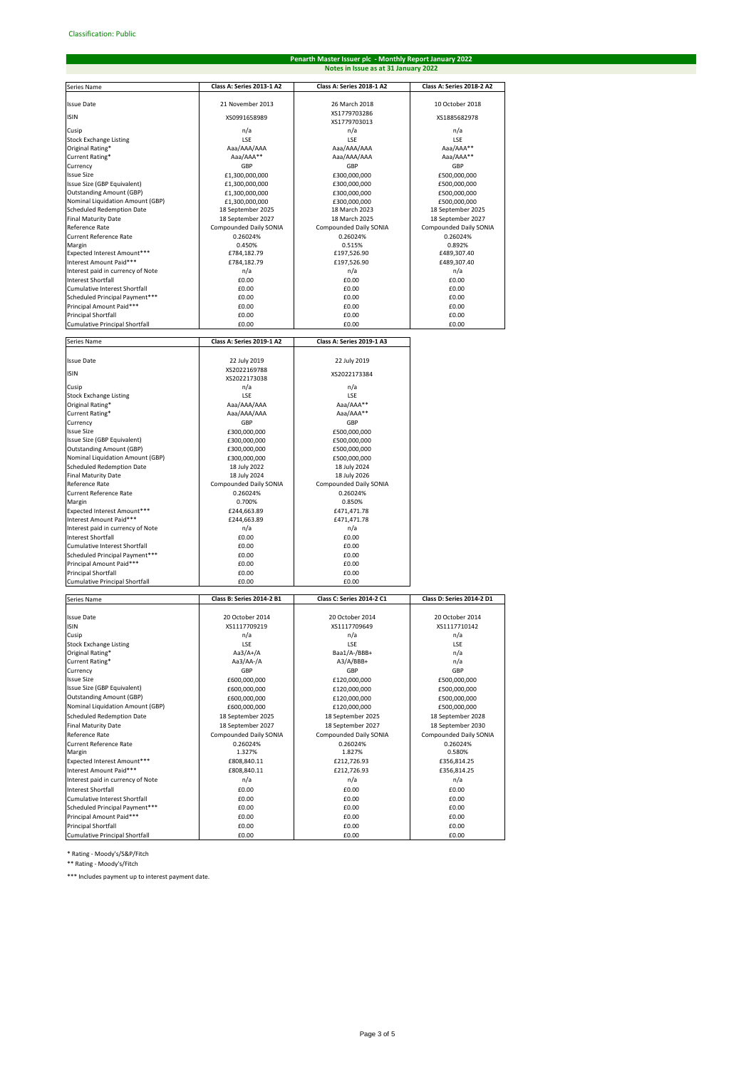Classification: Public

# Penarth Master Issuer plc - Monthly Report January 2022

## Notes in Issue as at 31 January 2022

| Series Name | Class A: Series 2013-1 A2 | Class A: Series 2018-1 A2 | Class A: Series 2018-2 A2 |
|---|---|---|---|
| Issue Date | 21 November 2013 | 26 March 2018 | 10 October 2018 |
| ISIN | XS0991658989 | XS1779703286<br>XS1779703013 | XS1885682978 |
| Cusip | n/a | n/a | n/a |
| Stock Exchange Listing | LSE | LSE | LSE |
| Original Rating* | Aaa/AAA/AAA | Aaa/AAA/AAA | Aaa/AAA** |
| Current Rating* | Aaa/AAA** | Aaa/AAA/AAA | Aaa/AAA** |
| Currency | GBP | GBP | GBP |
| Issue Size | £1,300,000,000 | £300,000,000 | £500,000,000 |
| Issue Size (GBP Equivalent) | £1,300,000,000 | £300,000,000 | £500,000,000 |
| Outstanding Amount (GBP) | £1,300,000,000 | £300,000,000 | £500,000,000 |
| Nominal Liquidation Amount (GBP) | £1,300,000,000 | £300,000,000 | £500,000,000 |
| Scheduled Redemption Date | 18 September 2025 | 18 March 2023 | 18 September 2025 |
| Final Maturity Date | 18 September 2027 | 18 March 2025 | 18 September 2027 |
| Reference Rate | Compounded Daily SONIA | Compounded Daily SONIA | Compounded Daily SONIA |
| Current Reference Rate | 0.26024% | 0.26024% | 0.26024% |
| Margin | 0.450% | 0.515% | 0.892% |
| Expected Interest Amount*** | £784,182.79 | £197,526.90 | £489,307.40 |
| Interest Amount Paid*** | £784,182.79 | £197,526.90 | £489,307.40 |
| Interest paid in currency of Note | n/a | n/a | n/a |
| Interest Shortfall | £0.00 | £0.00 | £0.00 |
| Cumulative Interest Shortfall | £0.00 | £0.00 | £0.00 |
| Scheduled Principal Payment*** | £0.00 | £0.00 | £0.00 |
| Principal Amount Paid*** | £0.00 | £0.00 | £0.00 |
| Principal Shortfall | £0.00 | £0.00 | £0.00 |
| Cumulative Principal Shortfall | £0.00 | £0.00 | £0.00 |

| Series Name | Class A: Series 2019-1 A2 | Class A: Series 2019-1 A3 |
|---|---|---|
| Issue Date | 22 July 2019 | 22 July 2019 |
| ISIN | XS2022169788<br>XS2022173038 | XS2022173384 |
| Cusip | n/a | n/a |
| Stock Exchange Listing | LSE | LSE |
| Original Rating* | Aaa/AAA/AAA | Aaa/AAA** |
| Current Rating* | Aaa/AAA/AAA | Aaa/AAA** |
| Currency | GBP | GBP |
| Issue Size | £300,000,000 | £500,000,000 |
| Issue Size (GBP Equivalent) | £300,000,000 | £500,000,000 |
| Outstanding Amount (GBP) | £300,000,000 | £500,000,000 |
| Nominal Liquidation Amount (GBP) | £300,000,000 | £500,000,000 |
| Scheduled Redemption Date | 18 July 2022 | 18 July 2024 |
| Final Maturity Date | 18 July 2024 | 18 July 2026 |
| Reference Rate | Compounded Daily SONIA | Compounded Daily SONIA |
| Current Reference Rate | 0.26024% | 0.26024% |
| Margin | 0.700% | 0.850% |
| Expected Interest Amount*** | £244,663.89 | £471,471.78 |
| Interest Amount Paid*** | £244,663.89 | £471,471.78 |
| Interest paid in currency of Note | n/a | n/a |
| Interest Shortfall | £0.00 | £0.00 |
| Cumulative Interest Shortfall | £0.00 | £0.00 |
| Scheduled Principal Payment*** | £0.00 | £0.00 |
| Principal Amount Paid*** | £0.00 | £0.00 |
| Principal Shortfall | £0.00 | £0.00 |
| Cumulative Principal Shortfall | £0.00 | £0.00 |

| Series Name | Class B: Series 2014-2 B1 | Class C: Series 2014-2 C1 | Class D: Series 2014-2 D1 |
|---|---|---|---|
| Issue Date | 20 October 2014 | 20 October 2014 | 20 October 2014 |
| ISIN | XS1117709219 | XS1117709649 | XS1117710142 |
| Cusip | n/a | n/a | n/a |
| Stock Exchange Listing | LSE | LSE | LSE |
| Original Rating* | Aa3/A+/A | Baa1/A-/BBB+ | n/a |
| Current Rating* | Aa3/AA-/A | A3/A/BBB+ | n/a |
| Currency | GBP | GBP | GBP |
| Issue Size | £600,000,000 | £120,000,000 | £500,000,000 |
| Issue Size (GBP Equivalent) | £600,000,000 | £120,000,000 | £500,000,000 |
| Outstanding Amount (GBP) | £600,000,000 | £120,000,000 | £500,000,000 |
| Nominal Liquidation Amount (GBP) | £600,000,000 | £120,000,000 | £500,000,000 |
| Scheduled Redemption Date | 18 September 2025 | 18 September 2025 | 18 September 2028 |
| Final Maturity Date | 18 September 2027 | 18 September 2027 | 18 September 2030 |
| Reference Rate | Compounded Daily SONIA | Compounded Daily SONIA | Compounded Daily SONIA |
| Current Reference Rate | 0.26024% | 0.26024% | 0.26024% |
| Margin | 1.327% | 1.827% | 0.580% |
| Expected Interest Amount*** | £808,840.11 | £212,726.93 | £356,814.25 |
| Interest Amount Paid*** | £808,840.11 | £212,726.93 | £356,814.25 |
| Interest paid in currency of Note | n/a | n/a | n/a |
| Interest Shortfall | £0.00 | £0.00 | £0.00 |
| Cumulative Interest Shortfall | £0.00 | £0.00 | £0.00 |
| Scheduled Principal Payment*** | £0.00 | £0.00 | £0.00 |
| Principal Amount Paid*** | £0.00 | £0.00 | £0.00 |
| Principal Shortfall | £0.00 | £0.00 | £0.00 |
| Cumulative Principal Shortfall | £0.00 | £0.00 | £0.00 |

\* Rating - Moody's/S&P/Fitch

\** Rating - Moody's/Fitch

\*** Includes payment up to interest payment date.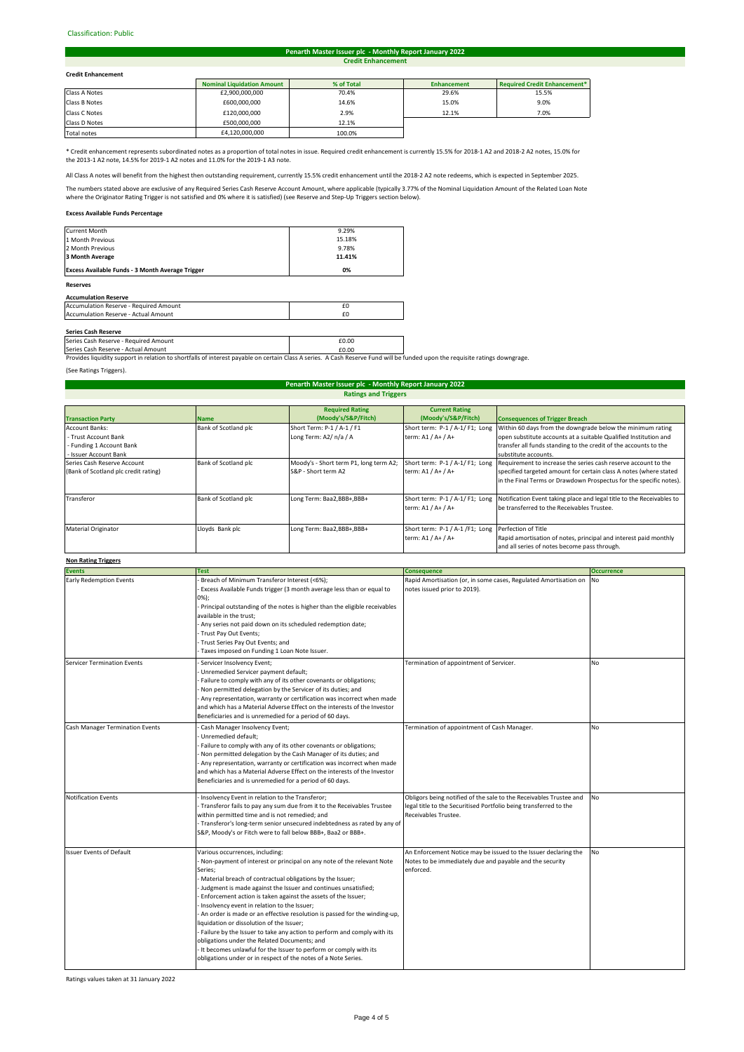Classification: Public

## Penarth Master Issuer plc - Monthly Report January 2022

### Credit Enhancement

**Credit Enhancement**

| | Nominal Liquidation Amount | % of Total | Enhancement | Required Credit Enhancement* |
|---|---|---|---|---|
| Class A Notes | £2,900,000,000 | 70.4% | 29.6% | 15.5% |
| Class B Notes | £600,000,000 | 14.6% | 15.0% | 9.0% |
| Class C Notes | £120,000,000 | 2.9% | 12.1% | 7.0% |
| Class D Notes | £500,000,000 | 12.1% | | |
| Total notes | £4,120,000,000 | 100.0% | | |

* Credit enhancement represents subordinated notes as a proportion of total notes in issue. Required credit enhancement is currently 15.5% for 2018-1 A2 and 2018-2 A2 notes, 15.0% for the 2013-1 A2 note, 14.5% for 2019-1 A2 notes and 11.0% for the 2019-1 A3 note.

All Class A notes will benefit from the highest then outstanding requirement, currently 15.5% credit enhancement until the 2018-2 A2 note redeems, which is expected in September 2025.

The numbers stated above are exclusive of any Required Series Cash Reserve Account Amount, where applicable (typically 3.77% of the Nominal Liquidation Amount of the Related Loan Note where the Originator Rating Trigger is not satisfied and 0% where it is satisfied) (see Reserve and Step-Up Triggers section below).

**Excess Available Funds Percentage**

| | |
|---|---|
| Current Month | 9.29% |
| 1 Month Previous | 15.18% |
| 2 Month Previous | 9.78% |
| **3 Month Average** | **11.41%** |
| **Excess Available Funds - 3 Month Average Trigger** | **0%** |

**Reserves**

**Accumulation Reserve**

| | |
|---|---|
| Accumulation Reserve - Required Amount | £0 |
| Accumulation Reserve - Actual Amount | £0 |

**Series Cash Reserve**

| | |
|---|---|
| Series Cash Reserve - Required Amount | £0.00 |
| Series Cash Reserve - Actual Amount | £0.00 |

Provides liquidity support in relation to shortfalls of interest payable on certain Class A series. A Cash Reserve Fund will be funded upon the requisite ratings downgrage.

(See Ratings Triggers).

## Penarth Master Issuer plc - Monthly Report January 2022

### Ratings and Triggers

| Transaction Party | Name | Required Rating (Moody's/S&P/Fitch) | Current Rating (Moody's/S&P/Fitch) | Consequences of Trigger Breach |
|---|---|---|---|---|
| Account Banks:<br>- Trust Account Bank<br>- Funding 1 Account Bank<br>- Issuer Account Bank | Bank of Scotland plc | Short Term: P-1 / A-1 / F1<br>Long Term: A2/ n/a / A | Short term: P-1 / A-1/ F1; Long term: A1 / A+ / A+ | Within 60 days from the downgrade below the minimum rating open substitute accounts at a suitable Qualified Institution and transfer all funds standing to the credit of the accounts to the substitute accounts. |
| Series Cash Reserve Account (Bank of Scotland plc credit rating) | Bank of Scotland plc | Moody's - Short term P1, long term A2; S&P - Short term A2 | Short term: P-1 / A-1/ F1; Long term: A1 / A+ / A+ | Requirement to increase the series cash reserve account to the specified targeted amount for certain class A notes (where stated in the Final Terms or Drawdown Prospectus for the specific notes). |
| Transferor | Bank of Scotland plc | Long Term: Baa2,BBB+,BBB+ | Short term: P-1 / A-1/ F1; Long term: A1 / A+ / A+ | Notification Event taking place and legal title to the Receivables to be transferred to the Receivables Trustee. |
| Material Originator | Lloyds Bank plc | Long Term: Baa2,BBB+,BBB+ | Short term: P-1 / A-1 /F1; Long term: A1 / A+ / A+ | Perfection of Title<br>Rapid amortisation of notes, principal and interest paid monthly and all series of notes become pass through. |

**Non Rating Triggers**

| Events | Test | Consequence | Occurrence |
|---|---|---|---|
| Early Redemption Events | - Breach of Minimum Transferor Interest (<6%);<br>- Excess Available Funds trigger (3 month average less than or equal to 0%);<br>- Principal outstanding of the notes is higher than the eligible receivables available in the trust;<br>- Any series not paid down on its scheduled redemption date;<br>- Trust Pay Out Events;<br>- Trust Series Pay Out Events; and<br>- Taxes imposed on Funding 1 Loan Note Issuer. | Rapid Amortisation (or, in some cases, Regulated Amortisation on notes issued prior to 2019). | No |
| Servicer Termination Events | - Servicer Insolvency Event;<br>- Unremedied Servicer payment default;<br>- Failure to comply with any of its other covenants or obligations;<br>- Non permitted delegation by the Servicer of its duties; and<br>- Any representation, warranty or certification was incorrect when made and which has a Material Adverse Effect on the interests of the Investor Beneficiaries and is unremedied for a period of 60 days. | Termination of appointment of Servicer. | No |
| Cash Manager Termination Events | - Cash Manager Insolvency Event;<br>- Unremedied default;<br>- Failure to comply with any of its other covenants or obligations;<br>- Non permitted delegation by the Cash Manager of its duties; and<br>- Any representation, warranty or certification was incorrect when made and which has a Material Adverse Effect on the interests of the Investor Beneficiaries and is unremedied for a period of 60 days. | Termination of appointment of Cash Manager. | No |
| Notification Events | - Insolvency Event in relation to the Transferor;<br>- Transferor fails to pay any sum due from it to the Receivables Trustee within permitted time and is not remedied; and<br>- Transferor's long-term senior unsecured indebtedness as rated by any of S&P, Moody's or Fitch were to fall below BBB+, Baa2 or BBB+. | Obligors being notified of the sale to the Receivables Trustee and legal title to the Securitised Portfolio being transferred to the Receivables Trustee. | No |
| Issuer Events of Default | Various occurrences, including:<br>- Non-payment of interest or principal on any note of the relevant Note Series;<br>- Material breach of contractual obligations by the Issuer;<br>- Judgment is made against the Issuer and continues unsatisfied;<br>- Enforcement action is taken against the assets of the Issuer;<br>- Insolvency event in relation to the Issuer;<br>- An order is made or an effective resolution is passed for the winding-up, liquidation or dissolution of the Issuer;<br>- Failure by the Issuer to take any action to perform and comply with its obligations under the Related Documents; and<br>- It becomes unlawful for the Issuer to perform or comply with its obligations under or in respect of the notes of a Note Series. | An Enforcement Notice may be issued to the Issuer declaring the Notes to be immediately due and payable and the security enforced. | No |

Ratings values taken at 31 January 2022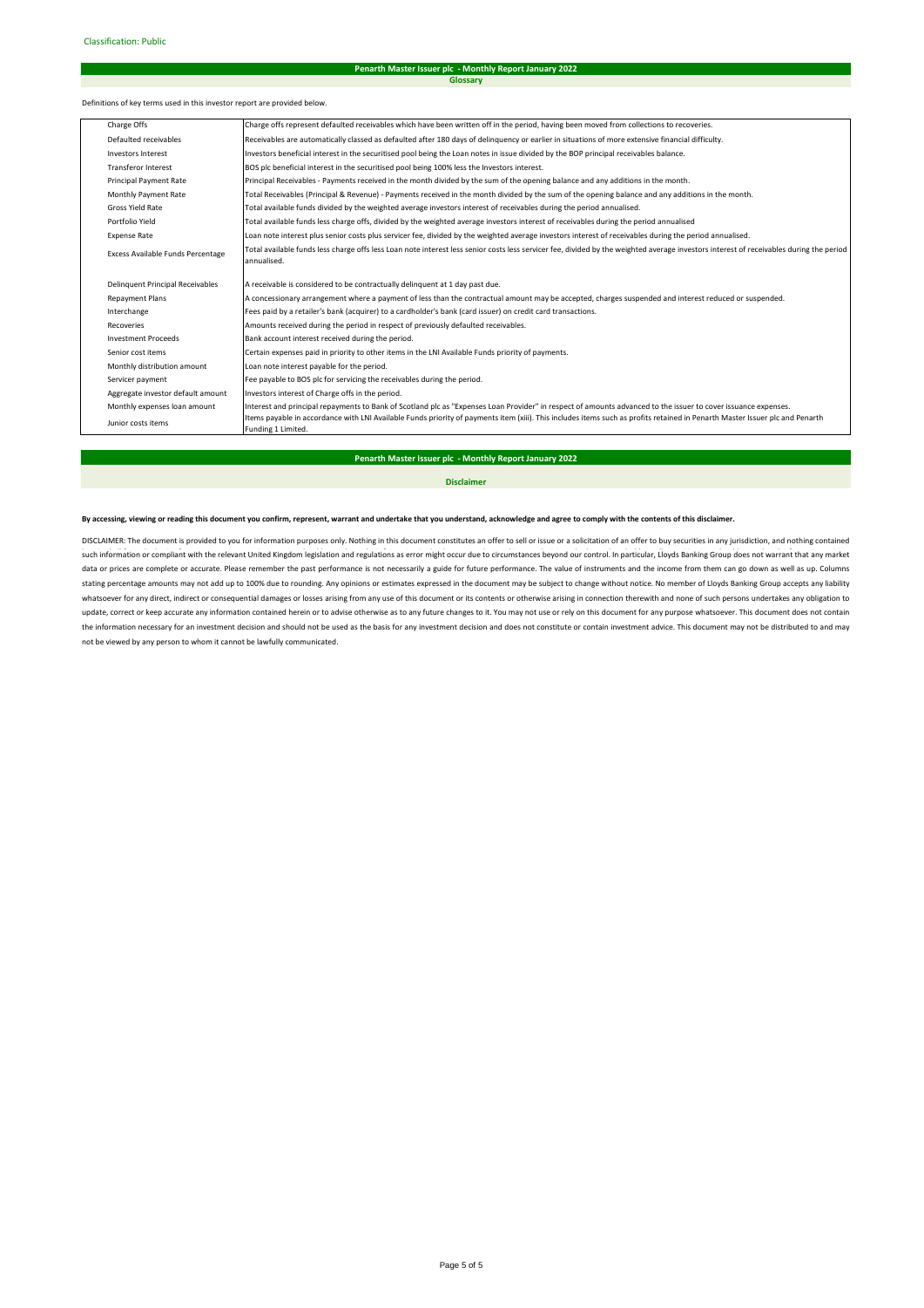Classification: Public

## Penarth Master Issuer plc - Monthly Report January 2022

### Glossary

Definitions of key terms used in this investor report are provided below.

| | |
|---|---|
| Charge Offs | Charge offs represent defaulted receivables which have been written off in the period, having been moved from collections to recoveries. |
| Defaulted receivables | Receivables are automatically classed as defaulted after 180 days of delinquency or earlier in situations of more extensive financial difficulty. |
| Investors Interest | Investors beneficial interest in the securitised pool being the Loan notes in issue divided by the BOP principal receivables balance. |
| Transferor Interest | BOS plc beneficial interest in the securitised pool being 100% less the Investors interest. |
| Principal Payment Rate | Principal Receivables - Payments received in the month divided by the sum of the opening balance and any additions in the month. |
| Monthly Payment Rate | Total Receivables (Principal & Revenue) - Payments received in the month divided by the sum of the opening balance and any additions in the month. |
| Gross Yield Rate | Total available funds divided by the weighted average investors interest of receivables during the period annualised. |
| Portfolio Yield | Total available funds less charge offs, divided by the weighted average investors interest of receivables during the period annualised |
| Expense Rate | Loan note interest plus senior costs plus servicer fee, divided by the weighted average investors interest of receivables during the period annualised. |
| Excess Available Funds Percentage | Total available funds less charge offs less Loan note interest less senior costs less servicer fee, divided by the weighted average investors interest of receivables during the period annualised. |
| Delinquent Principal Receivables | A receivable is considered to be contractually delinquent at 1 day past due. |
| Repayment Plans | A concessionary arrangement where a payment of less than the contractual amount may be accepted, charges suspended and interest reduced or suspended. |
| Interchange | Fees paid by a retailer's bank (acquirer) to a cardholder's bank (card issuer) on credit card transactions. |
| Recoveries | Amounts received during the period in respect of previously defaulted receivables. |
| Investment Proceeds | Bank account interest received during the period. |
| Senior cost items | Certain expenses paid in priority to other items in the LNI Available Funds priority of payments. |
| Monthly distribution amount | Loan note interest payable for the period. |
| Servicer payment | Fee payable to BOS plc for servicing the receivables during the period. |
| Aggregate investor default amount | Investors interest of Charge offs in the period. |
| Monthly expenses loan amount | Interest and principal repayments to Bank of Scotland plc as "Expenses Loan Provider" in respect of amounts advanced to the issuer to cover issuance expenses. |
| Junior costs items | Items payable in accordance with LNI Available Funds priority of payments item (xiii). This includes items such as profits retained in Penarth Master Issuer plc and Penarth Funding 1 Limited. |

## Penarth Master Issuer plc - Monthly Report January 2022

### Disclaimer

**By accessing, viewing or reading this document you confirm, represent, warrant and undertake that you understand, acknowledge and agree to comply with the contents of this disclaimer.**

DISCLAIMER: The document is provided to you for information purposes only. Nothing in this document constitutes an offer to sell or issue or a solicitation of an offer to buy securities in any jurisdiction, and nothing contained such information or compliant with the relevant United Kingdom legislation and regulations as error might occur due to circumstances beyond our control. In particular, Lloyds Banking Group does not warrant that any market data or prices are complete or accurate. Please remember the past performance is not necessarily a guide for future performance. The value of instruments and the income from them can go down as well as up. Columns stating percentage amounts may not add up to 100% due to rounding. Any opinions or estimates expressed in the document may be subject to change without notice. No member of Lloyds Banking Group accepts any liability whatsoever for any direct, indirect or consequential damages or losses arising from any use of this document or its contents or otherwise arising in connection therewith and none of such persons undertakes any obligation to update, correct or keep accurate any information contained herein or to advise otherwise as to any future changes to it. You may not use or rely on this document for any purpose whatsoever. This document does not contain the information necessary for an investment decision and should not be used as the basis for any investment decision and does not constitute or contain investment advice. This document may not be distributed to and may not be viewed by any person to whom it cannot be lawfully communicated.